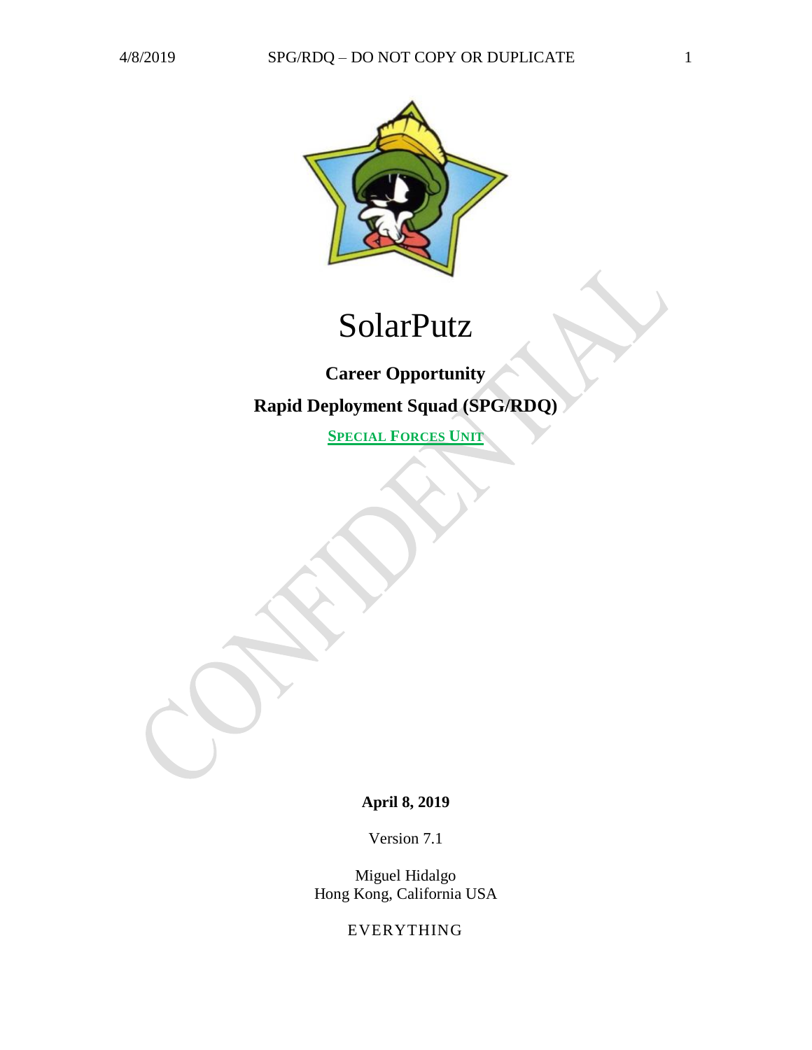# SolarPutz

**Career Opportunity**

**Rapid Deployment Squad (SPG/RDQ)**

**SPECIAL FORCES UNIT**

CONFIDENTIAL

**April 8, 2019**

Version 7.1

Miguel Hidalgo
Hong Kong, California USA

EVERYTHING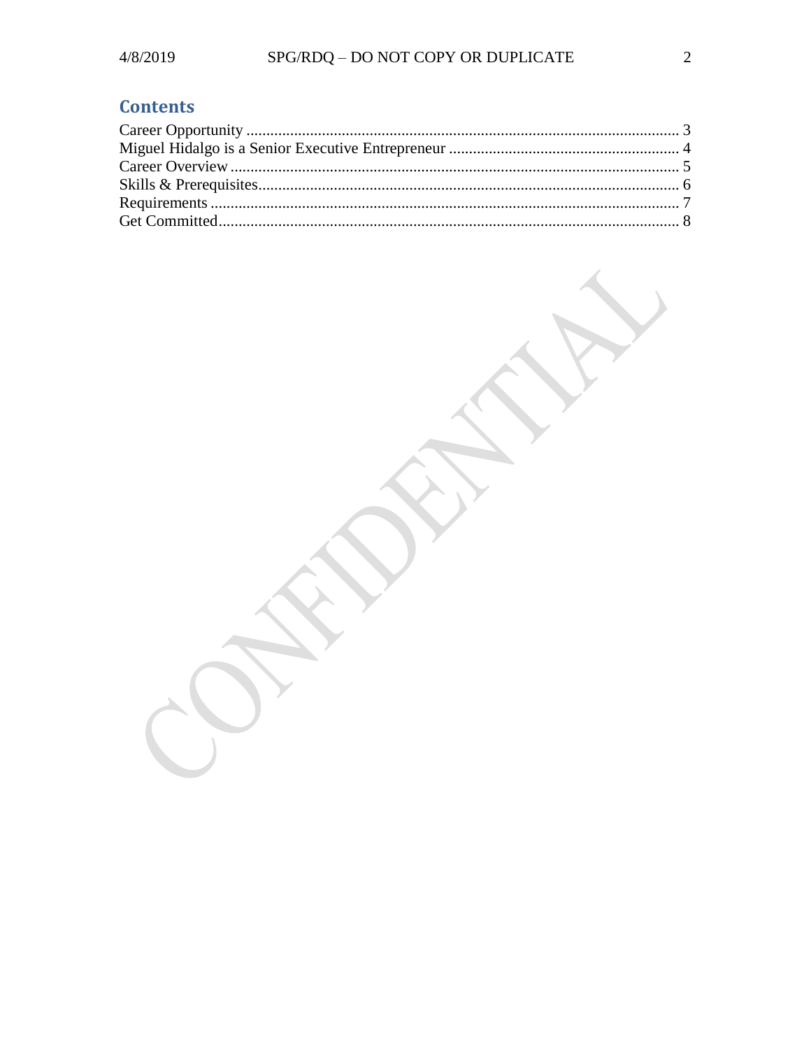## Contents

Career Opportunity .......... 3
Miguel Hidalgo is a Senior Executive Entrepreneur .......... 4
Career Overview .......... 5
Skills & Prerequisites .......... 6
Requirements .......... 7
Get Committed .......... 8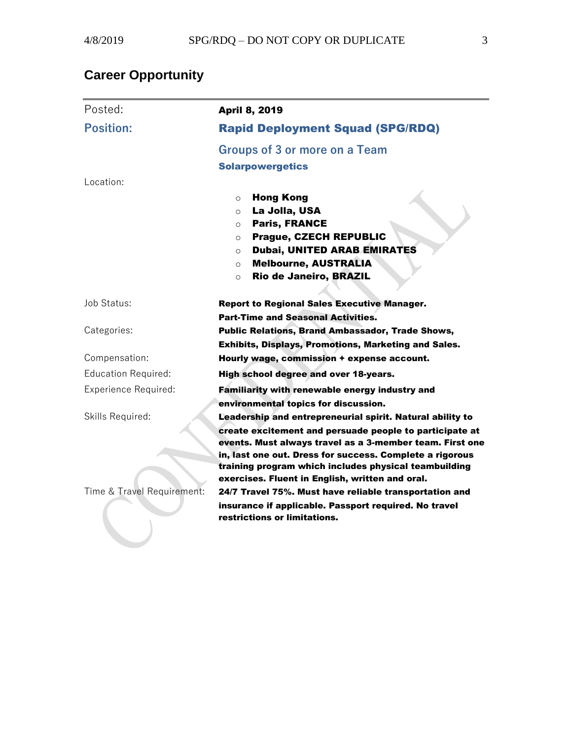## Career Opportunity

| | |
|---|---|
| Posted: | **April 8, 2019** |
| **Position:** | **Rapid Deployment Squad (SPG/RDQ)** |
| | Groups of 3 or more on a Team |
| | **Solarpowergetics** |
| Location: | ◦ **Hong Kong**<br>◦ **La Jolla, USA**<br>◦ **Paris, FRANCE**<br>◦ **Prague, CZECH REPUBLIC**<br>◦ **Dubai, UNITED ARAB EMIRATES**<br>◦ **Melbourne, AUSTRALIA**<br>◦ **Rio de Janeiro, BRAZIL** |
| Job Status: | **Report to Regional Sales Executive Manager. Part-Time and Seasonal Activities.** |
| Categories: | **Public Relations, Brand Ambassador, Trade Shows, Exhibits, Displays, Promotions, Marketing and Sales.** |
| Compensation: | **Hourly wage, commission + expense account.** |
| Education Required: | **High school degree and over 18-years.** |
| Experience Required: | **Familiarity with renewable energy industry and environmental topics for discussion.** |
| Skills Required: | **Leadership and entrepreneurial spirit. Natural ability to create excitement and persuade people to participate at events. Must always travel as a 3-member team. First one in, last one out. Dress for success. Complete a rigorous training program which includes physical teambuilding exercises. Fluent in English, written and oral.** |
| Time & Travel Requirement: | **24/7 Travel 75%. Must have reliable transportation and insurance if applicable. Passport required. No travel restrictions or limitations.** |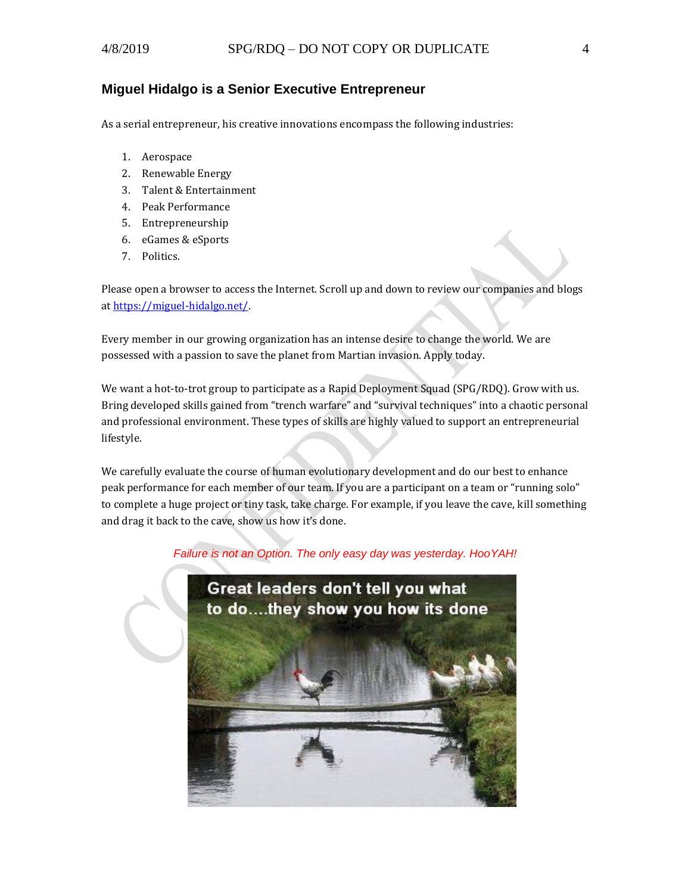## Miguel Hidalgo is a Senior Executive Entrepreneur

As a serial entrepreneur, his creative innovations encompass the following industries:

1. Aerospace
2. Renewable Energy
3. Talent & Entertainment
4. Peak Performance
5. Entrepreneurship
6. eGames & eSports
7. Politics.

Please open a browser to access the Internet. Scroll up and down to review our companies and blogs at [https://miguel-hidalgo.net/](https://miguel-hidalgo.net/).

Every member in our growing organization has an intense desire to change the world. We are possessed with a passion to save the planet from Martian invasion. Apply today.

We want a hot-to-trot group to participate as a Rapid Deployment Squad (SPG/RDQ). Grow with us. Bring developed skills gained from "trench warfare" and "survival techniques" into a chaotic personal and professional environment. These types of skills are highly valued to support an entrepreneurial lifestyle.

We carefully evaluate the course of human evolutionary development and do our best to enhance peak performance for each member of our team. If you are a participant on a team or "running solo" to complete a huge project or tiny task, take charge. For example, if you leave the cave, kill something and drag it back to the cave, show us how it's done.

*Failure is not an Option. The only easy day was yesterday. HooYAH!*

Great leaders don't tell you what to do....they show you how its done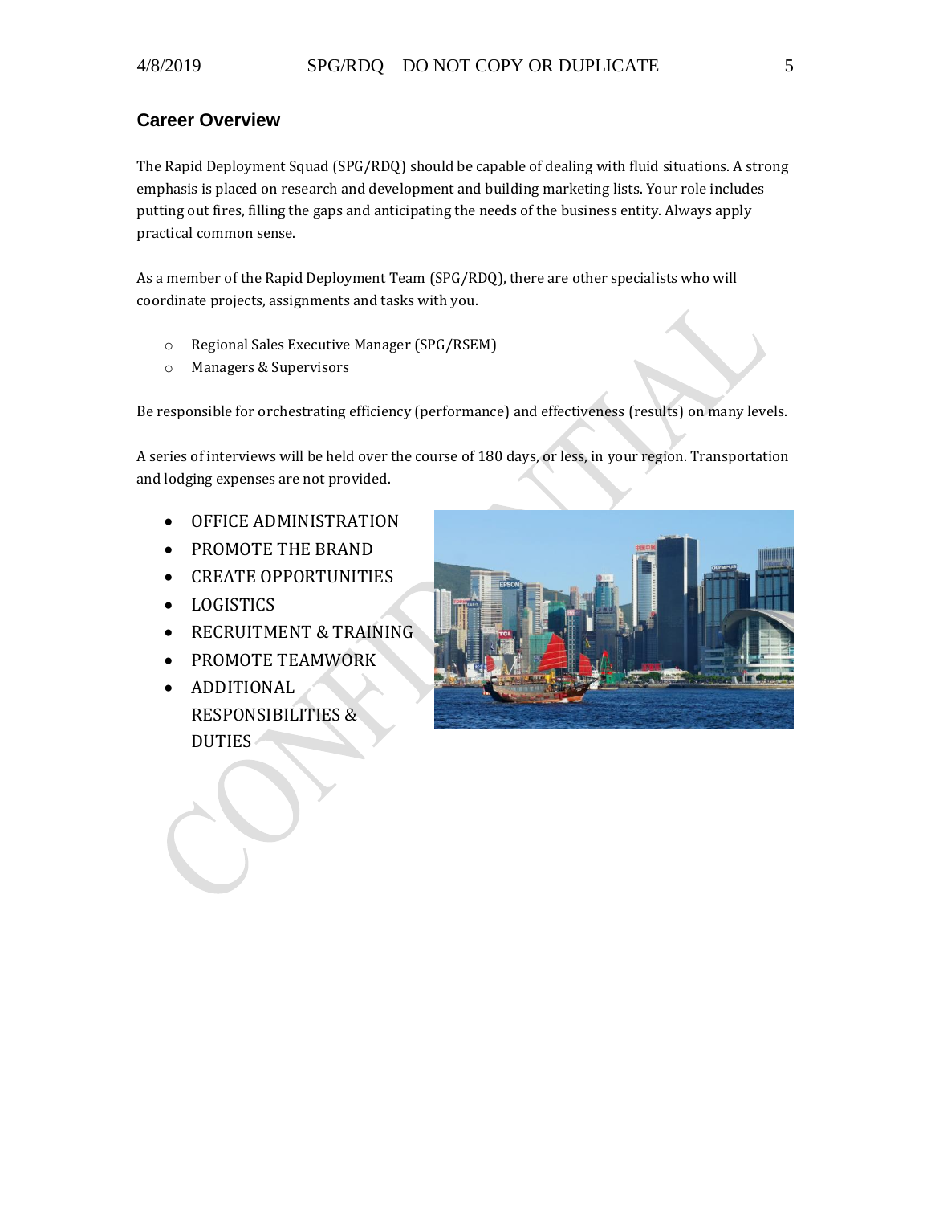## Career Overview

The Rapid Deployment Squad (SPG/RDQ) should be capable of dealing with fluid situations. A strong emphasis is placed on research and development and building marketing lists. Your role includes putting out fires, filling the gaps and anticipating the needs of the business entity. Always apply practical common sense.

As a member of the Rapid Deployment Team (SPG/RDQ), there are other specialists who will coordinate projects, assignments and tasks with you.

- Regional Sales Executive Manager (SPG/RSEM)
- Managers & Supervisors

Be responsible for orchestrating efficiency (performance) and effectiveness (results) on many levels.

A series of interviews will be held over the course of 180 days, or less, in your region. Transportation and lodging expenses are not provided.

- OFFICE ADMINISTRATION
- PROMOTE THE BRAND
- CREATE OPPORTUNITIES
- LOGISTICS
- RECRUITMENT & TRAINING
- PROMOTE TEAMWORK
- ADDITIONAL RESPONSIBILITIES & DUTIES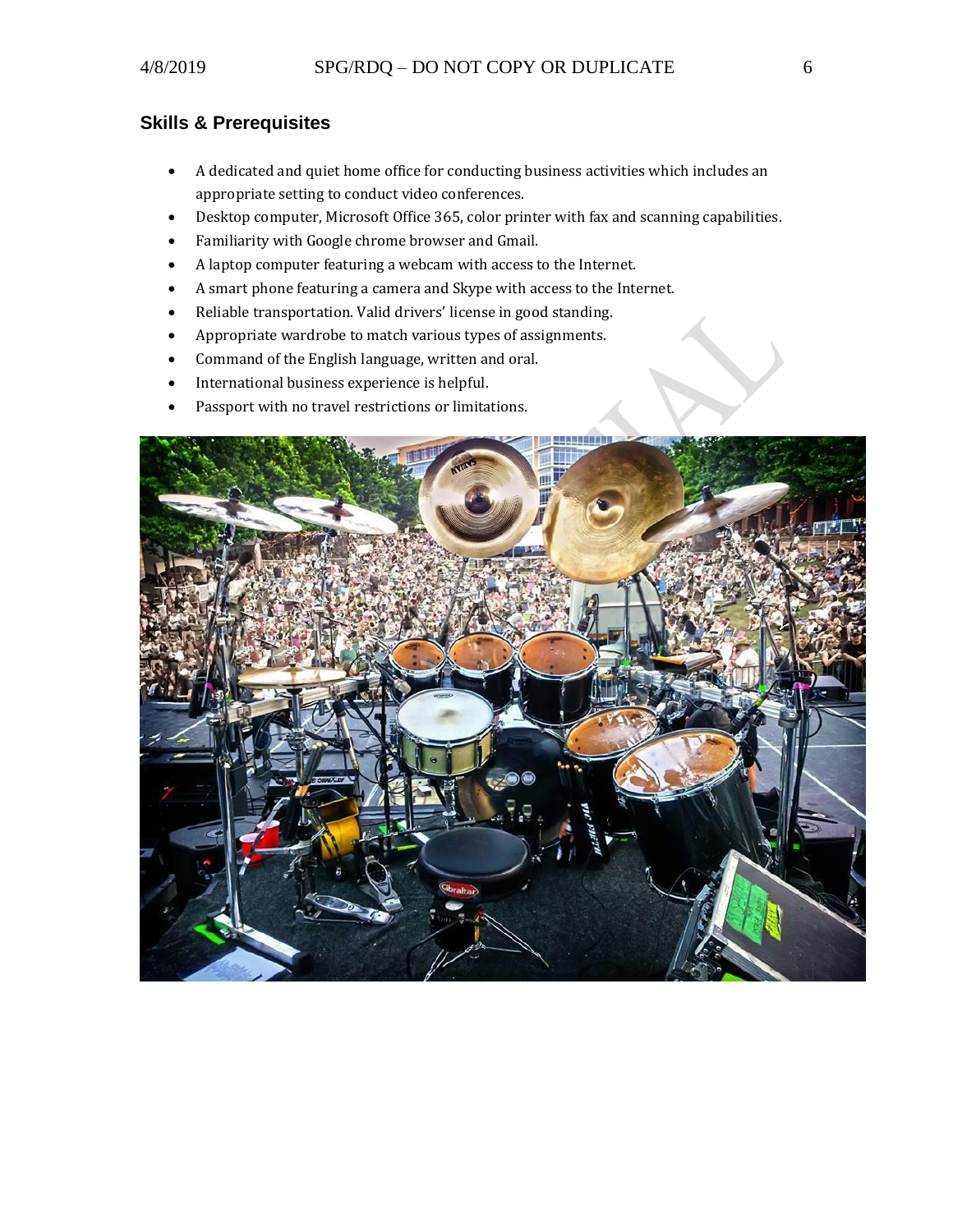### Skills & Prerequisites

- A dedicated and quiet home office for conducting business activities which includes an appropriate setting to conduct video conferences.
- Desktop computer, Microsoft Office 365, color printer with fax and scanning capabilities.
- Familiarity with Google chrome browser and Gmail.
- A laptop computer featuring a webcam with access to the Internet.
- A smart phone featuring a camera and Skype with access to the Internet.
- Reliable transportation. Valid drivers' license in good standing.
- Appropriate wardrobe to match various types of assignments.
- Command of the English language, written and oral.
- International business experience is helpful.
- Passport with no travel restrictions or limitations.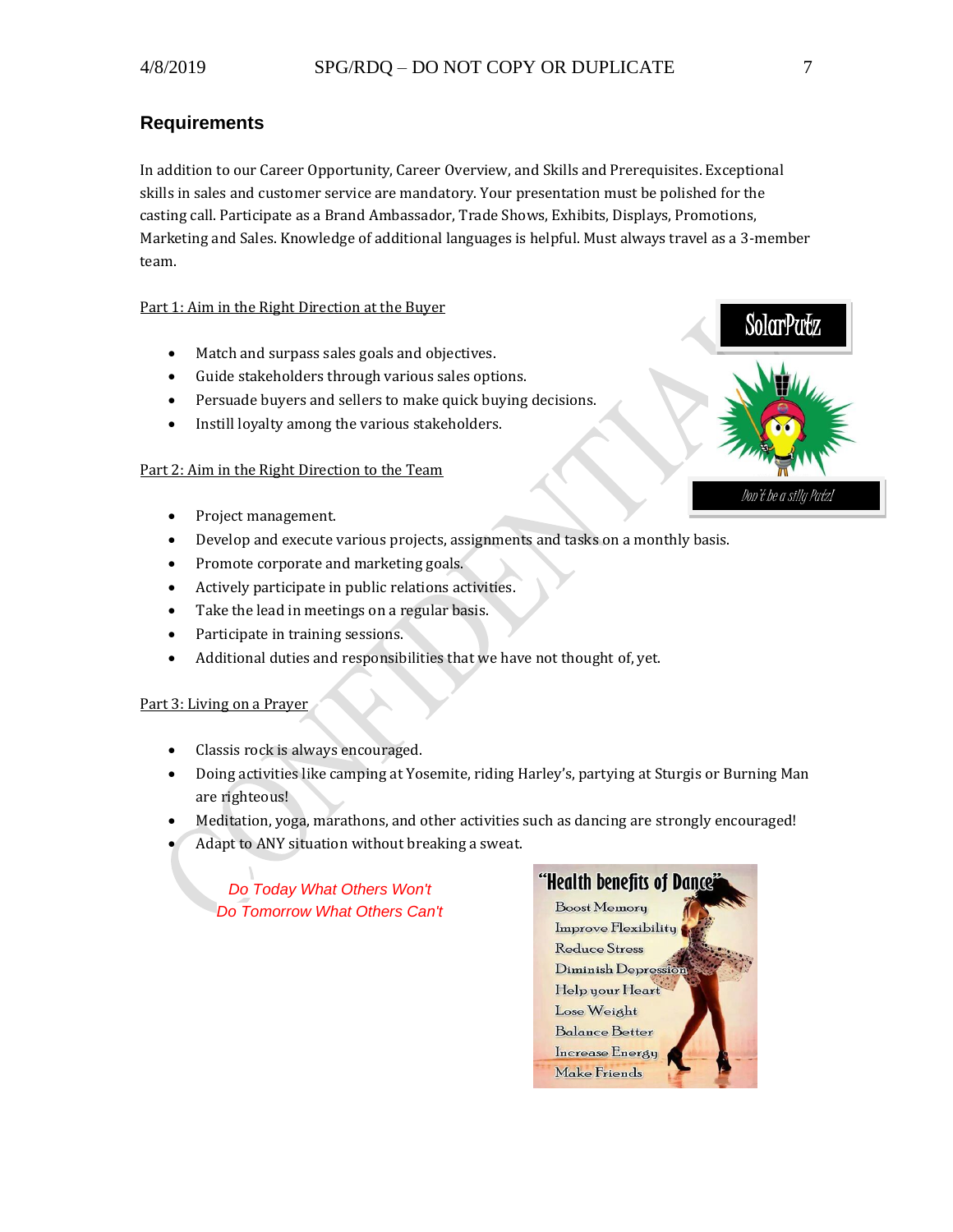## Requirements

In addition to our Career Opportunity, Career Overview, and Skills and Prerequisites. Exceptional skills in sales and customer service are mandatory. Your presentation must be polished for the casting call. Participate as a Brand Ambassador, Trade Shows, Exhibits, Displays, Promotions, Marketing and Sales. Knowledge of additional languages is helpful. Must always travel as a 3-member team.

Part 1: Aim in the Right Direction at the Buyer

- Match and surpass sales goals and objectives.
- Guide stakeholders through various sales options.
- Persuade buyers and sellers to make quick buying decisions.
- Instill loyalty among the various stakeholders.

Part 2: Aim in the Right Direction to the Team

- Project management.
- Develop and execute various projects, assignments and tasks on a monthly basis.
- Promote corporate and marketing goals.
- Actively participate in public relations activities.
- Take the lead in meetings on a regular basis.
- Participate in training sessions.
- Additional duties and responsibilities that we have not thought of, yet.

Part 3: Living on a Prayer

- Classis rock is always encouraged.
- Doing activities like camping at Yosemite, riding Harley's, partying at Sturgis or Burning Man are righteous!
- Meditation, yoga, marathons, and other activities such as dancing are strongly encouraged!
- Adapt to ANY situation without breaking a sweat.

*Do Today What Others Won't*
*Do Tomorrow What Others Can't*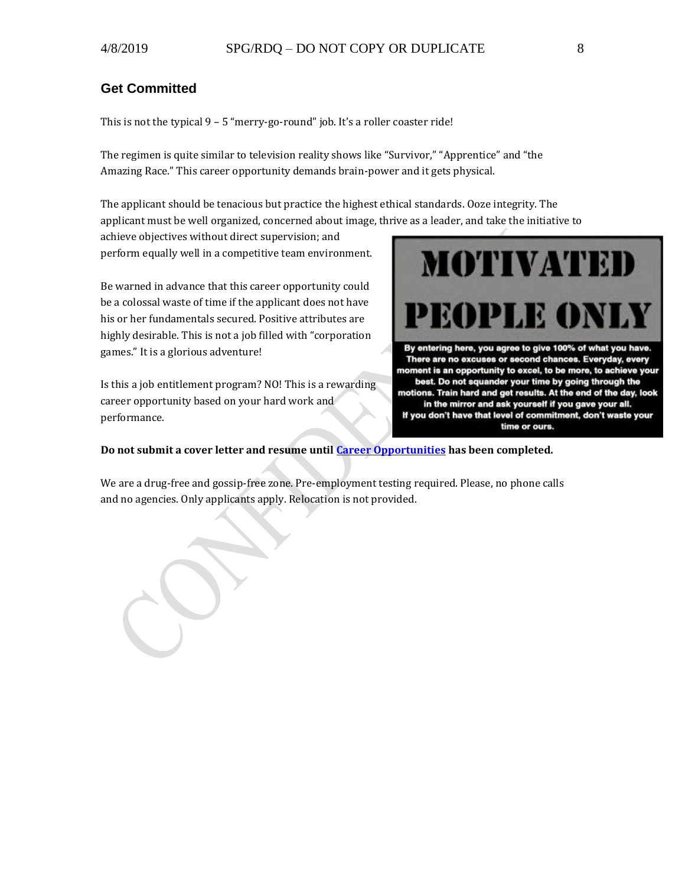## Get Committed

This is not the typical 9 – 5 "merry-go-round" job. It's a roller coaster ride!

The regimen is quite similar to television reality shows like "Survivor," "Apprentice" and "the Amazing Race." This career opportunity demands brain-power and it gets physical.

The applicant should be tenacious but practice the highest ethical standards. Ooze integrity. The applicant must be well organized, concerned about image, thrive as a leader, and take the initiative to achieve objectives without direct supervision; and perform equally well in a competitive team environment.

Be warned in advance that this career opportunity could be a colossal waste of time if the applicant does not have his or her fundamentals secured. Positive attributes are highly desirable. This is not a job filled with "corporation games." It is a glorious adventure!

Is this a job entitlement program? NO! This is a rewarding career opportunity based on your hard work and performance.

MOTIVATED PEOPLE ONLY

By entering here, you agree to give 100% of what you have. There are no excuses or second chances. Everyday, every moment is an opportunity to excel, to be more, to achieve your best. Do not squander your time by going through the motions. Train hard and get results. At the end of the day, look in the mirror and ask yourself if you gave your all. If you don't have that level of commitment, don't waste your time or ours.

**Do not submit a cover letter and resume until Career Opportunities has been completed.**

We are a drug-free and gossip-free zone. Pre-employment testing required. Please, no phone calls and no agencies. Only applicants apply. Relocation is not provided.